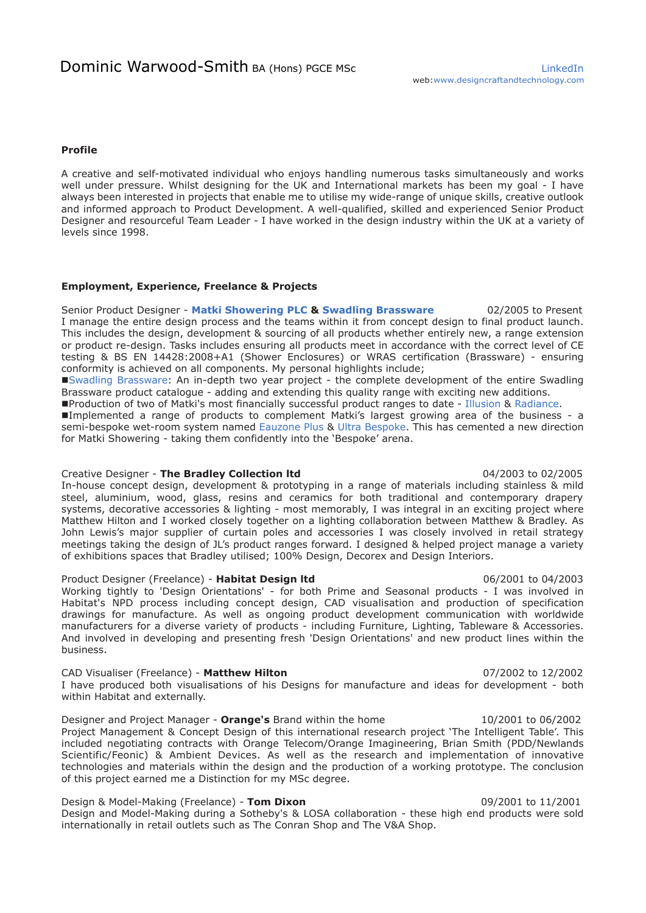# Dominic Warwood-Smith BA (Hons) PGCE MSc

LinkedIn
web:www.designcraftandtechnology.com

## Profile

A creative and self-motivated individual who enjoys handling numerous tasks simultaneously and works well under pressure. Whilst designing for the UK and International markets has been my goal - I have always been interested in projects that enable me to utilise my wide-range of unique skills, creative outlook and informed approach to Product Development. A well-qualified, skilled and experienced Senior Product Designer and resourceful Team Leader - I have worked in the design industry within the UK at a variety of levels since 1998.

## Employment, Experience, Freelance & Projects

Senior Product Designer - **Matki Showering PLC & Swadling Brassware** 02/2005 to Present
I manage the entire design process and the teams within it from concept design to final product launch. This includes the design, development & sourcing of all products whether entirely new, a range extension or product re-design. Tasks includes ensuring all products meet in accordance with the correct level of CE testing & BS EN 14428:2008+A1 (Shower Enclosures) or WRAS certification (Brassware) - ensuring conformity is achieved on all components. My personal highlights include;
■Swadling Brassware: An in-depth two year project - the complete development of the entire Swadling Brassware product catalogue - adding and extending this quality range with exciting new additions.
■Production of two of Matki's most financially successful product ranges to date - Illusion & Radiance.
■Implemented a range of products to complement Matki's largest growing area of the business - a semi-bespoke wet-room system named Eauzone Plus & Ultra Bespoke. This has cemented a new direction for Matki Showering - taking them confidently into the 'Bespoke' arena.

Creative Designer - **The Bradley Collection ltd** 04/2003 to 02/2005
In-house concept design, development & prototyping in a range of materials including stainless & mild steel, aluminium, wood, glass, resins and ceramics for both traditional and contemporary drapery systems, decorative accessories & lighting - most memorably, I was integral in an exciting project where Matthew Hilton and I worked closely together on a lighting collaboration between Matthew & Bradley. As John Lewis's major supplier of curtain poles and accessories I was closely involved in retail strategy meetings taking the design of JL's product ranges forward. I designed & helped project manage a variety of exhibitions spaces that Bradley utilised; 100% Design, Decorex and Design Interiors.

Product Designer (Freelance) - **Habitat Design ltd** 06/2001 to 04/2003
Working tightly to 'Design Orientations' - for both Prime and Seasonal products - I was involved in Habitat's NPD process including concept design, CAD visualisation and production of specification drawings for manufacture. As well as ongoing product development communication with worldwide manufacturers for a diverse variety of products - including Furniture, Lighting, Tableware & Accessories. And involved in developing and presenting fresh 'Design Orientations' and new product lines within the business.

CAD Visualiser (Freelance) - **Matthew Hilton** 07/2002 to 12/2002
I have produced both visualisations of his Designs for manufacture and ideas for development - both within Habitat and externally.

Designer and Project Manager - **Orange's** Brand within the home 10/2001 to 06/2002
Project Management & Concept Design of this international research project 'The Intelligent Table'. This included negotiating contracts with Orange Telecom/Orange Imagineering, Brian Smith (PDD/Newlands Scientific/Feonic) & Ambient Devices. As well as the research and implementation of innovative technologies and materials within the design and the production of a working prototype. The conclusion of this project earned me a Distinction for my MSc degree.

Design & Model-Making (Freelance) - **Tom Dixon** 09/2001 to 11/2001
Design and Model-Making during a Sotheby's & LOSA collaboration - these high end products were sold internationally in retail outlets such as The Conran Shop and The V&A Shop.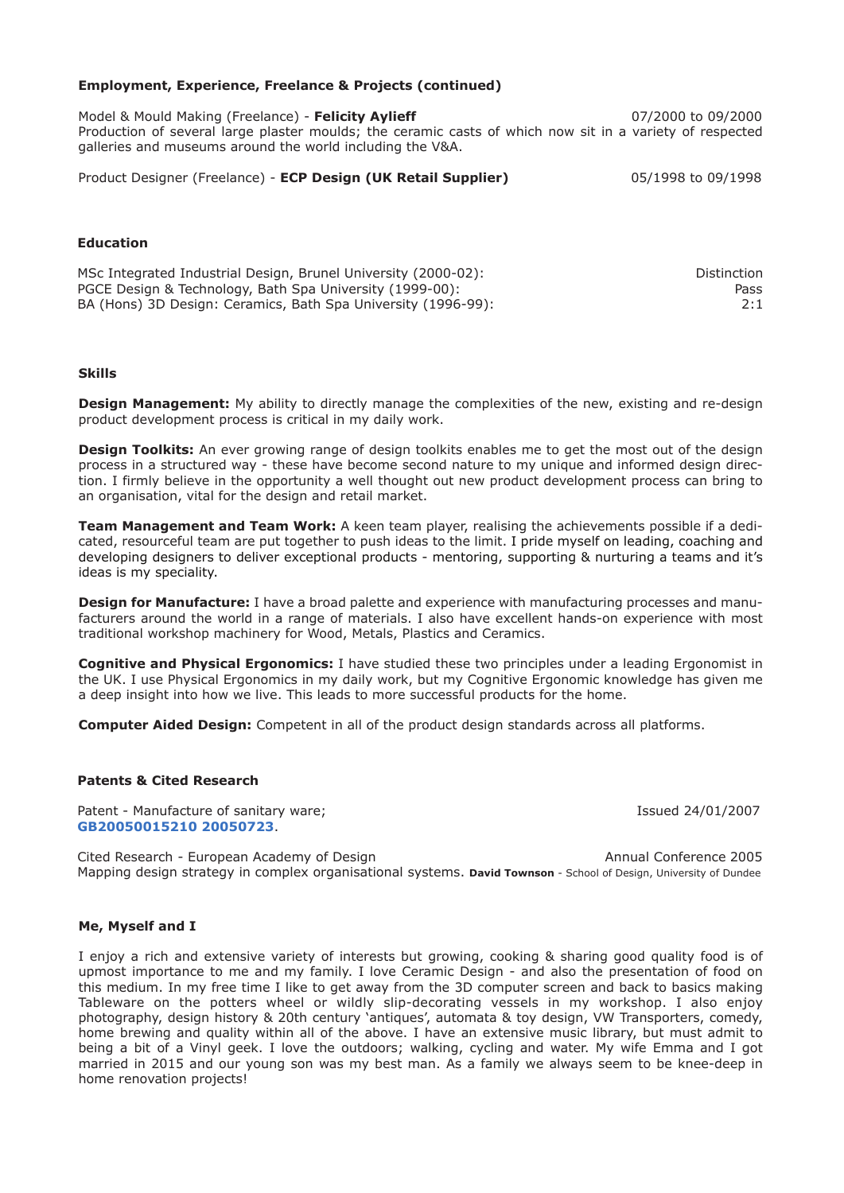### Employment, Experience, Freelance & Projects (continued)

Model & Mould Making (Freelance) - **Felicity Aylieff** 07/2000 to 09/2000
Production of several large plaster moulds; the ceramic casts of which now sit in a variety of respected galleries and museums around the world including the V&A.

Product Designer (Freelance) - **ECP Design (UK Retail Supplier)** 05/1998 to 09/1998

### Education

| | |
|---|---|
| MSc Integrated Industrial Design, Brunel University (2000-02): | Distinction |
| PGCE Design & Technology, Bath Spa University (1999-00): | Pass |
| BA (Hons) 3D Design: Ceramics, Bath Spa University (1996-99): | 2:1 |

### Skills

**Design Management:** My ability to directly manage the complexities of the new, existing and re-design product development process is critical in my daily work.

**Design Toolkits:** An ever growing range of design toolkits enables me to get the most out of the design process in a structured way - these have become second nature to my unique and informed design direction. I firmly believe in the opportunity a well thought out new product development process can bring to an organisation, vital for the design and retail market.

**Team Management and Team Work:** A keen team player, realising the achievements possible if a dedicated, resourceful team are put together to push ideas to the limit. I pride myself on leading, coaching and developing designers to deliver exceptional products - mentoring, supporting & nurturing a teams and it's ideas is my speciality.

**Design for Manufacture:** I have a broad palette and experience with manufacturing processes and manufacturers around the world in a range of materials. I also have excellent hands-on experience with most traditional workshop machinery for Wood, Metals, Plastics and Ceramics.

**Cognitive and Physical Ergonomics:** I have studied these two principles under a leading Ergonomist in the UK. I use Physical Ergonomics in my daily work, but my Cognitive Ergonomic knowledge has given me a deep insight into how we live. This leads to more successful products for the home.

**Computer Aided Design:** Competent in all of the product design standards across all platforms.

### Patents & Cited Research

Patent - Manufacture of sanitary ware; Issued 24/01/2007
**GB20050015210 20050723**.

Cited Research - European Academy of Design Annual Conference 2005
Mapping design strategy in complex organisational systems. **David Townson** - School of Design, University of Dundee

### Me, Myself and I

I enjoy a rich and extensive variety of interests but growing, cooking & sharing good quality food is of upmost importance to me and my family. I love Ceramic Design - and also the presentation of food on this medium. In my free time I like to get away from the 3D computer screen and back to basics making Tableware on the potters wheel or wildly slip-decorating vessels in my workshop. I also enjoy photography, design history & 20th century 'antiques', automata & toy design, VW Transporters, comedy, home brewing and quality within all of the above. I have an extensive music library, but must admit to being a bit of a Vinyl geek. I love the outdoors; walking, cycling and water. My wife Emma and I got married in 2015 and our young son was my best man. As a family we always seem to be knee-deep in home renovation projects!